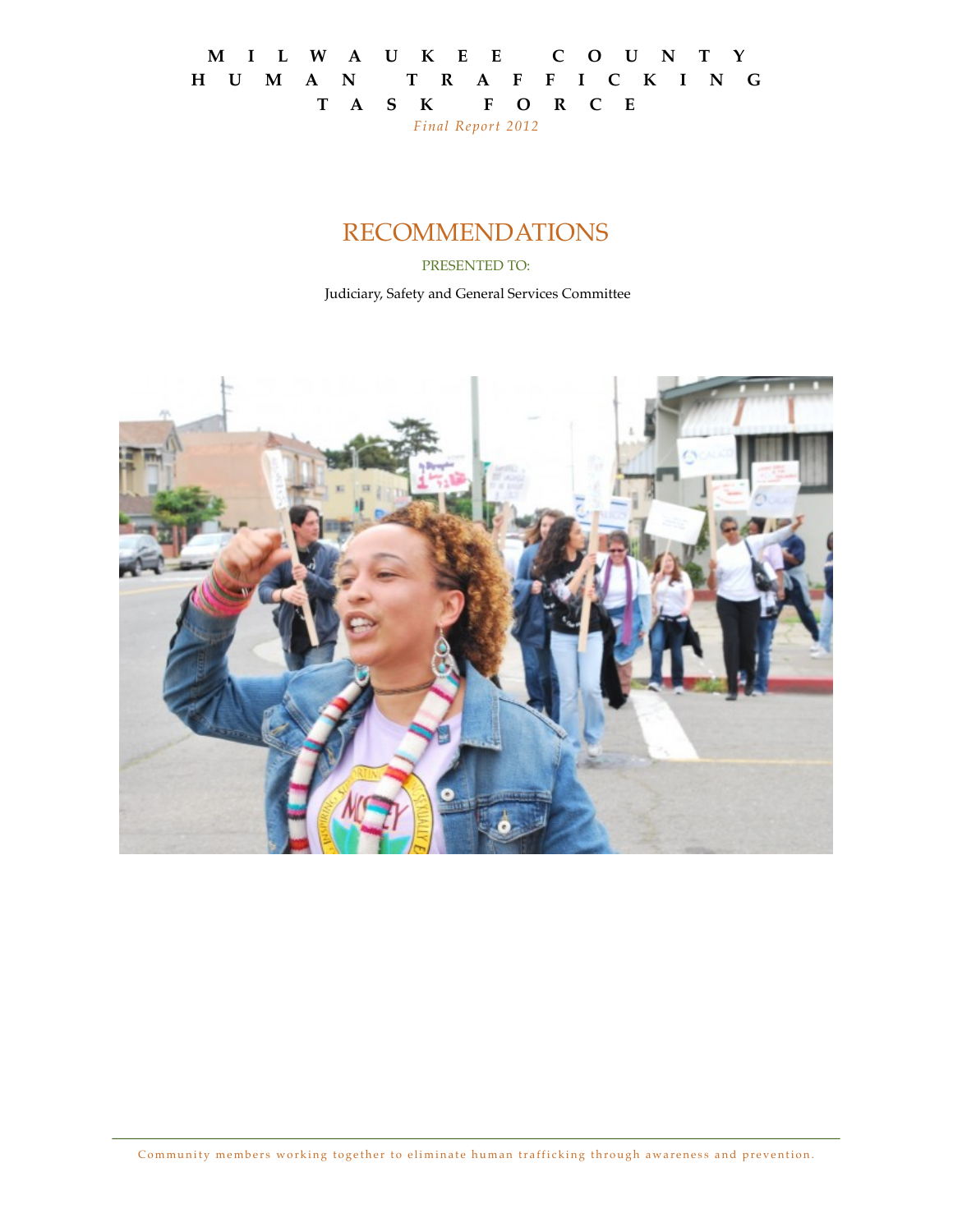# MILWAUKEE COUNTY HUMAN TRAFFICKING TASK FORCE

*Final Report 2012*

## RECOMMENDATIONS

PRESENTED TO:

Judiciary, Safety and General Services Committee

Community members working together to eliminate human trafficking through awareness and prevention.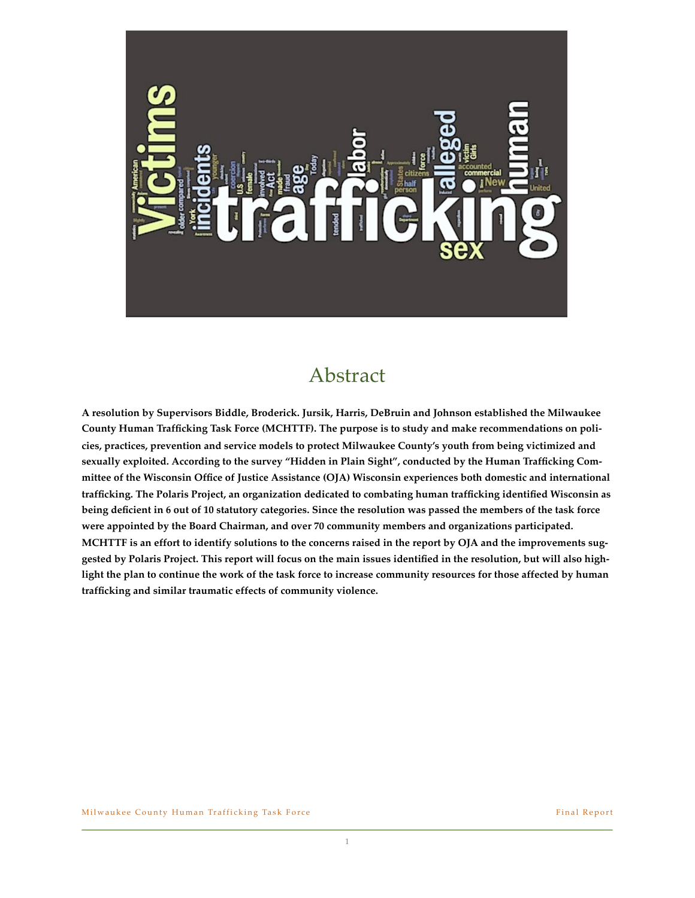# Abstract

**A resolution by Supervisors Biddle, Broderick. Jursik, Harris, DeBruin and Johnson established the Milwaukee County Human Trafficking Task Force (MCHTTF). The purpose is to study and make recommendations on policies, practices, prevention and service models to protect Milwaukee County's youth from being victimized and sexually exploited. According to the survey "Hidden in Plain Sight", conducted by the Human Trafficking Committee of the Wisconsin Office of Justice Assistance (OJA) Wisconsin experiences both domestic and international trafficking. The Polaris Project, an organization dedicated to combating human trafficking identified Wisconsin as being deficient in 6 out of 10 statutory categories. Since the resolution was passed the members of the task force were appointed by the Board Chairman, and over 70 community members and organizations participated. MCHTTF is an effort to identify solutions to the concerns raised in the report by OJA and the improvements suggested by Polaris Project. This report will focus on the main issues identified in the resolution, but will also highlight the plan to continue the work of the task force to increase community resources for those affected by human trafficking and similar traumatic effects of community violence.**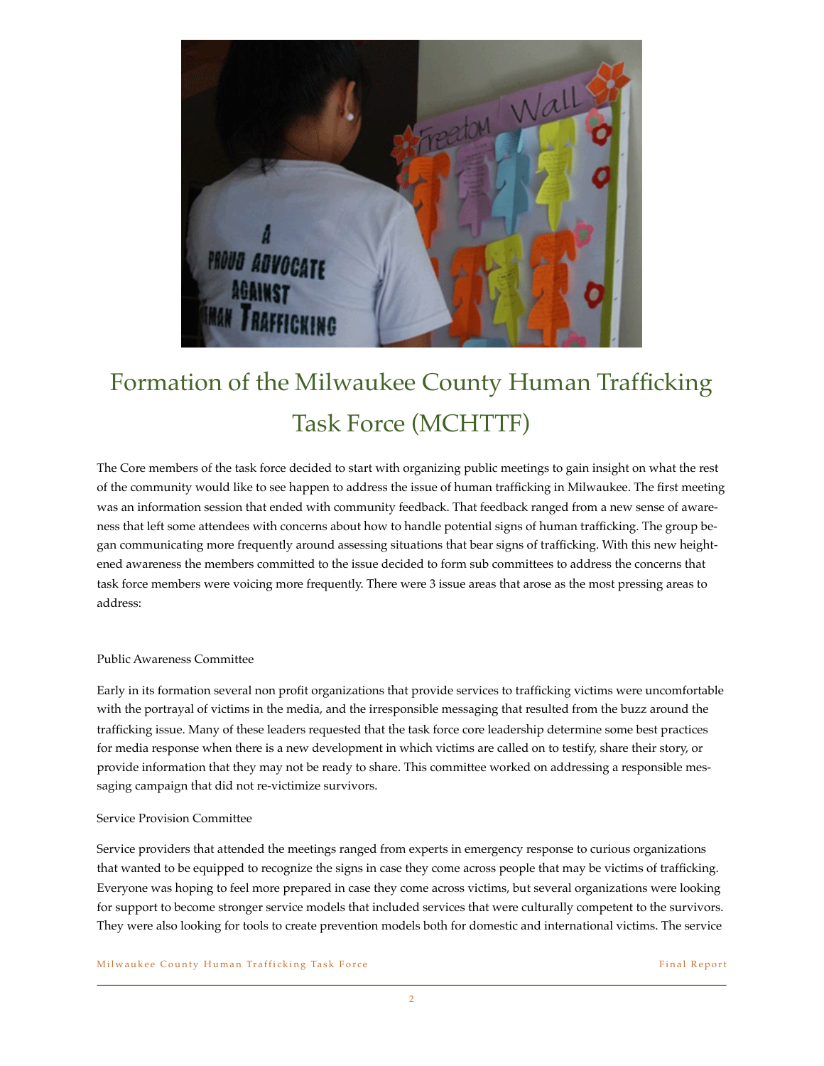# Formation of the Milwaukee County Human Trafficking Task Force (MCHTTF)

The Core members of the task force decided to start with organizing public meetings to gain insight on what the rest of the community would like to see happen to address the issue of human trafficking in Milwaukee. The first meeting was an information session that ended with community feedback. That feedback ranged from a new sense of awareness that left some attendees with concerns about how to handle potential signs of human trafficking. The group began communicating more frequently around assessing situations that bear signs of trafficking. With this new heightened awareness the members committed to the issue decided to form sub committees to address the concerns that task force members were voicing more frequently. There were 3 issue areas that arose as the most pressing areas to address:

Public Awareness Committee

Early in its formation several non profit organizations that provide services to trafficking victims were uncomfortable with the portrayal of victims in the media, and the irresponsible messaging that resulted from the buzz around the trafficking issue. Many of these leaders requested that the task force core leadership determine some best practices for media response when there is a new development in which victims are called on to testify, share their story, or provide information that they may not be ready to share. This committee worked on addressing a responsible messaging campaign that did not re-victimize survivors.

Service Provision Committee

Service providers that attended the meetings ranged from experts in emergency response to curious organizations that wanted to be equipped to recognize the signs in case they come across people that may be victims of trafficking. Everyone was hoping to feel more prepared in case they come across victims, but several organizations were looking for support to become stronger service models that included services that were culturally competent to the survivors. They were also looking for tools to create prevention models both for domestic and international victims. The service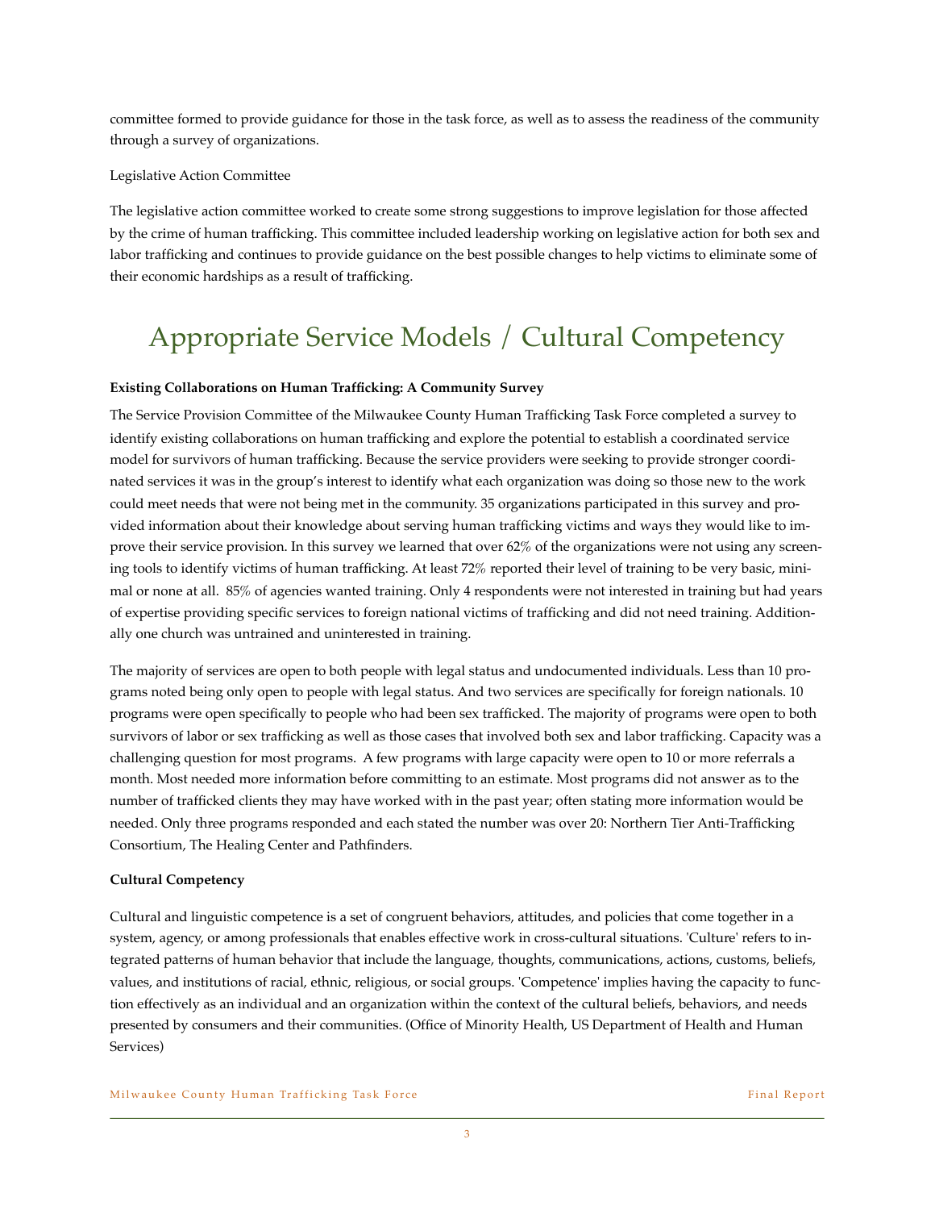committee formed to provide guidance for those in the task force, as well as to assess the readiness of the community through a survey of organizations.

Legislative Action Committee

The legislative action committee worked to create some strong suggestions to improve legislation for those affected by the crime of human trafficking. This committee included leadership working on legislative action for both sex and labor trafficking and continues to provide guidance on the best possible changes to help victims to eliminate some of their economic hardships as a result of trafficking.

# Appropriate Service Models / Cultural Competency

**Existing Collaborations on Human Trafficking: A Community Survey**

The Service Provision Committee of the Milwaukee County Human Trafficking Task Force completed a survey to identify existing collaborations on human trafficking and explore the potential to establish a coordinated service model for survivors of human trafficking. Because the service providers were seeking to provide stronger coordinated services it was in the group's interest to identify what each organization was doing so those new to the work could meet needs that were not being met in the community. 35 organizations participated in this survey and provided information about their knowledge about serving human trafficking victims and ways they would like to improve their service provision. In this survey we learned that over 62% of the organizations were not using any screening tools to identify victims of human trafficking. At least 72% reported their level of training to be very basic, minimal or none at all. 85% of agencies wanted training. Only 4 respondents were not interested in training but had years of expertise providing specific services to foreign national victims of trafficking and did not need training. Additionally one church was untrained and uninterested in training.

The majority of services are open to both people with legal status and undocumented individuals. Less than 10 programs noted being only open to people with legal status. And two services are specifically for foreign nationals. 10 programs were open specifically to people who had been sex trafficked. The majority of programs were open to both survivors of labor or sex trafficking as well as those cases that involved both sex and labor trafficking. Capacity was a challenging question for most programs. A few programs with large capacity were open to 10 or more referrals a month. Most needed more information before committing to an estimate. Most programs did not answer as to the number of trafficked clients they may have worked with in the past year; often stating more information would be needed. Only three programs responded and each stated the number was over 20: Northern Tier Anti-Trafficking Consortium, The Healing Center and Pathfinders.

**Cultural Competency**

Cultural and linguistic competence is a set of congruent behaviors, attitudes, and policies that come together in a system, agency, or among professionals that enables effective work in cross-cultural situations. 'Culture' refers to integrated patterns of human behavior that include the language, thoughts, communications, actions, customs, beliefs, values, and institutions of racial, ethnic, religious, or social groups. 'Competence' implies having the capacity to function effectively as an individual and an organization within the context of the cultural beliefs, behaviors, and needs presented by consumers and their communities. (Office of Minority Health, US Department of Health and Human Services)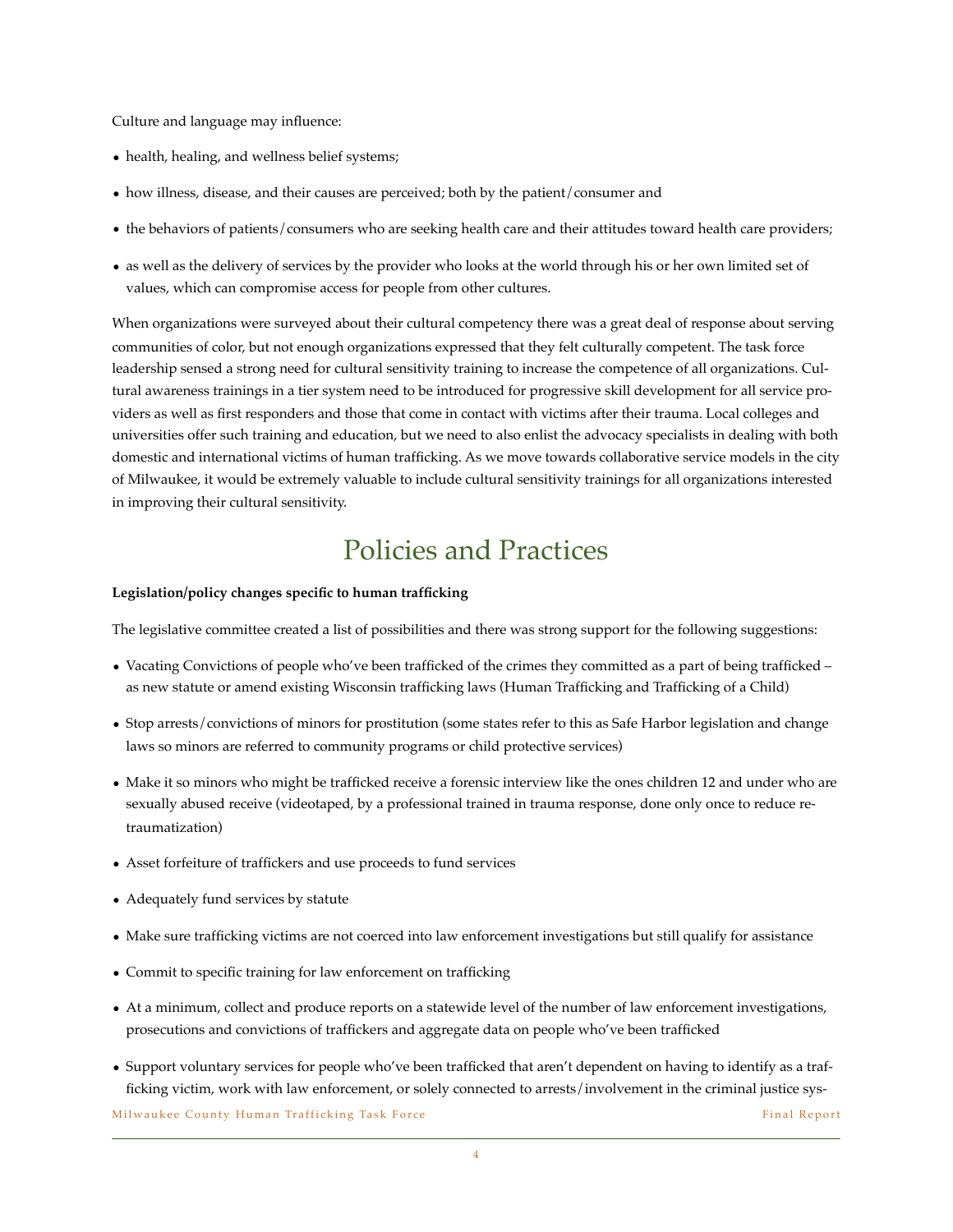Culture and language may influence:

- health, healing, and wellness belief systems;
- how illness, disease, and their causes are perceived; both by the patient/consumer and
- the behaviors of patients/consumers who are seeking health care and their attitudes toward health care providers;
- as well as the delivery of services by the provider who looks at the world through his or her own limited set of values, which can compromise access for people from other cultures.

When organizations were surveyed about their cultural competency there was a great deal of response about serving communities of color, but not enough organizations expressed that they felt culturally competent. The task force leadership sensed a strong need for cultural sensitivity training to increase the competence of all organizations. Cultural awareness trainings in a tier system need to be introduced for progressive skill development for all service providers as well as first responders and those that come in contact with victims after their trauma. Local colleges and universities offer such training and education, but we need to also enlist the advocacy specialists in dealing with both domestic and international victims of human trafficking. As we move towards collaborative service models in the city of Milwaukee, it would be extremely valuable to include cultural sensitivity trainings for all organizations interested in improving their cultural sensitivity.

# Policies and Practices

**Legislation/policy changes specific to human trafficking**

The legislative committee created a list of possibilities and there was strong support for the following suggestions:

- Vacating Convictions of people who've been trafficked of the crimes they committed as a part of being trafficked – as new statute or amend existing Wisconsin trafficking laws (Human Trafficking and Trafficking of a Child)
- Stop arrests/convictions of minors for prostitution (some states refer to this as Safe Harbor legislation and change laws so minors are referred to community programs or child protective services)
- Make it so minors who might be trafficked receive a forensic interview like the ones children 12 and under who are sexually abused receive (videotaped, by a professional trained in trauma response, done only once to reduce re-traumatization)
- Asset forfeiture of traffickers and use proceeds to fund services
- Adequately fund services by statute
- Make sure trafficking victims are not coerced into law enforcement investigations but still qualify for assistance
- Commit to specific training for law enforcement on trafficking
- At a minimum, collect and produce reports on a statewide level of the number of law enforcement investigations, prosecutions and convictions of traffickers and aggregate data on people who've been trafficked
- Support voluntary services for people who've been trafficked that aren't dependent on having to identify as a trafficking victim, work with law enforcement, or solely connected to arrests/involvement in the criminal justice sys-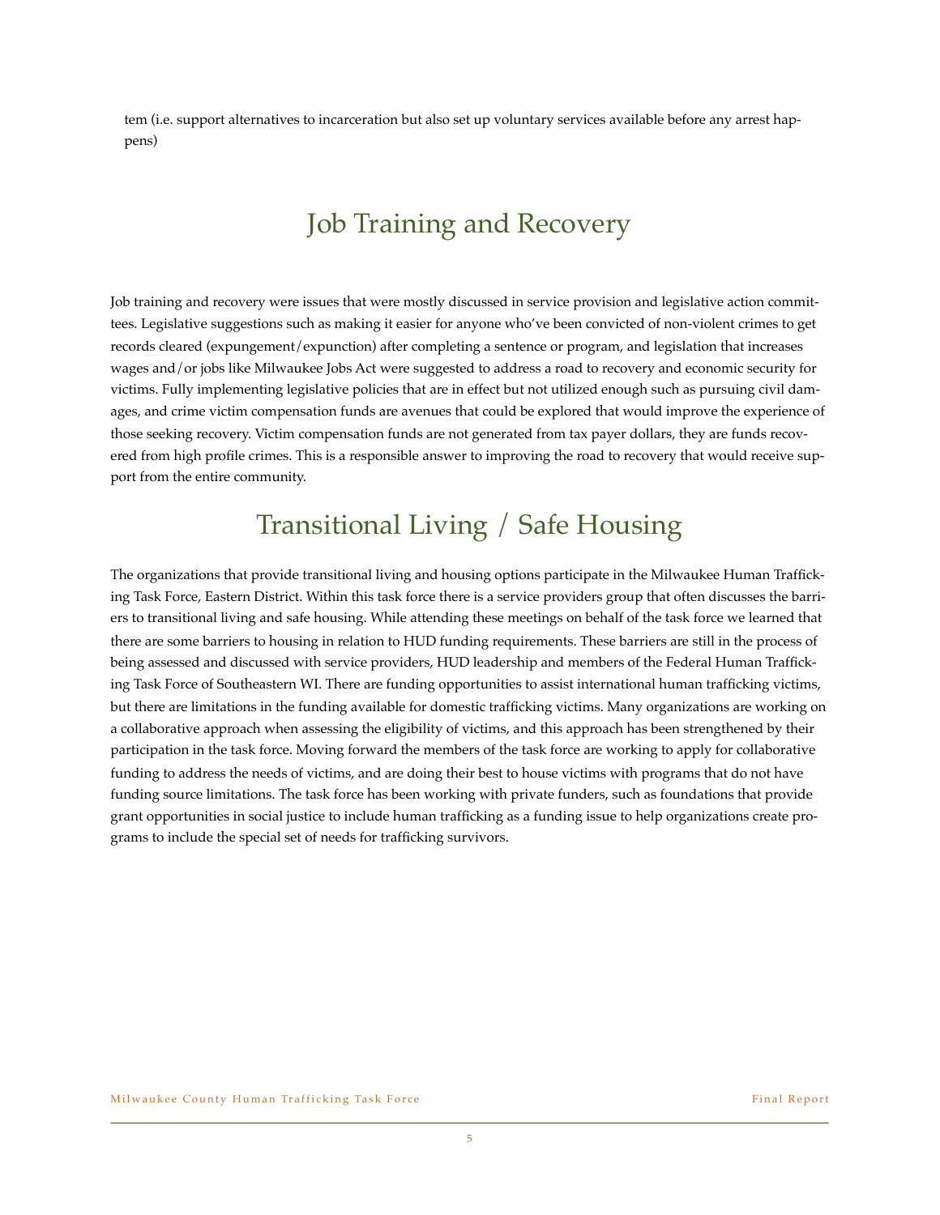tem (i.e. support alternatives to incarceration but also set up voluntary services available before any arrest happens)

## Job Training and Recovery

Job training and recovery were issues that were mostly discussed in service provision and legislative action committees. Legislative suggestions such as making it easier for anyone who've been convicted of non-violent crimes to get records cleared (expungement/expunction) after completing a sentence or program, and legislation that increases wages and/or jobs like Milwaukee Jobs Act were suggested to address a road to recovery and economic security for victims. Fully implementing legislative policies that are in effect but not utilized enough such as pursuing civil damages, and crime victim compensation funds are avenues that could be explored that would improve the experience of those seeking recovery. Victim compensation funds are not generated from tax payer dollars, they are funds recovered from high profile crimes. This is a responsible answer to improving the road to recovery that would receive support from the entire community.

## Transitional Living / Safe Housing

The organizations that provide transitional living and housing options participate in the Milwaukee Human Trafficking Task Force, Eastern District. Within this task force there is a service providers group that often discusses the barriers to transitional living and safe housing. While attending these meetings on behalf of the task force we learned that there are some barriers to housing in relation to HUD funding requirements. These barriers are still in the process of being assessed and discussed with service providers, HUD leadership and members of the Federal Human Trafficking Task Force of Southeastern WI. There are funding opportunities to assist international human trafficking victims, but there are limitations in the funding available for domestic trafficking victims. Many organizations are working on a collaborative approach when assessing the eligibility of victims, and this approach has been strengthened by their participation in the task force. Moving forward the members of the task force are working to apply for collaborative funding to address the needs of victims, and are doing their best to house victims with programs that do not have funding source limitations. The task force has been working with private funders, such as foundations that provide grant opportunities in social justice to include human trafficking as a funding issue to help organizations create programs to include the special set of needs for trafficking survivors.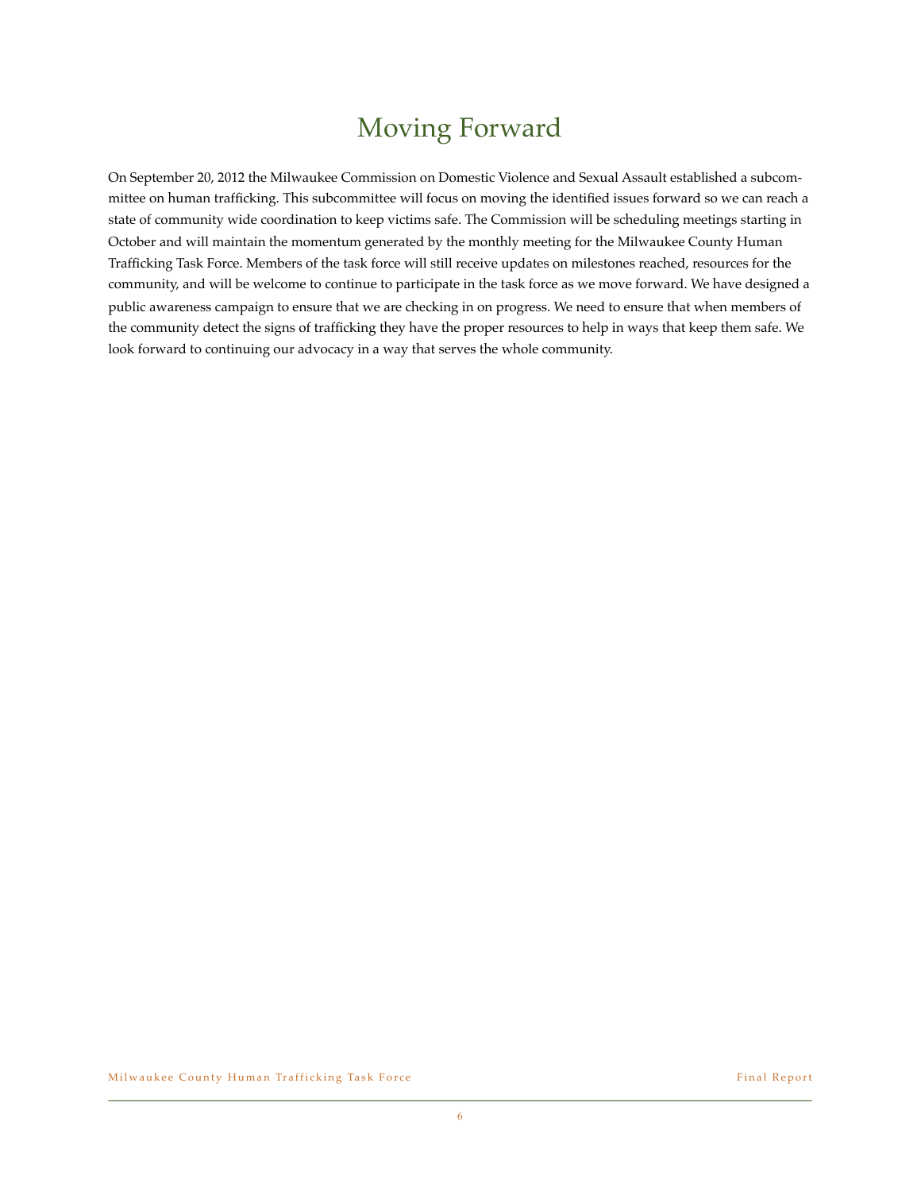# Moving Forward

On September 20, 2012 the Milwaukee Commission on Domestic Violence and Sexual Assault established a subcommittee on human trafficking. This subcommittee will focus on moving the identified issues forward so we can reach a state of community wide coordination to keep victims safe. The Commission will be scheduling meetings starting in October and will maintain the momentum generated by the monthly meeting for the Milwaukee County Human Trafficking Task Force. Members of the task force will still receive updates on milestones reached, resources for the community, and will be welcome to continue to participate in the task force as we move forward. We have designed a public awareness campaign to ensure that we are checking in on progress. We need to ensure that when members of the community detect the signs of trafficking they have the proper resources to help in ways that keep them safe. We look forward to continuing our advocacy in a way that serves the whole community.